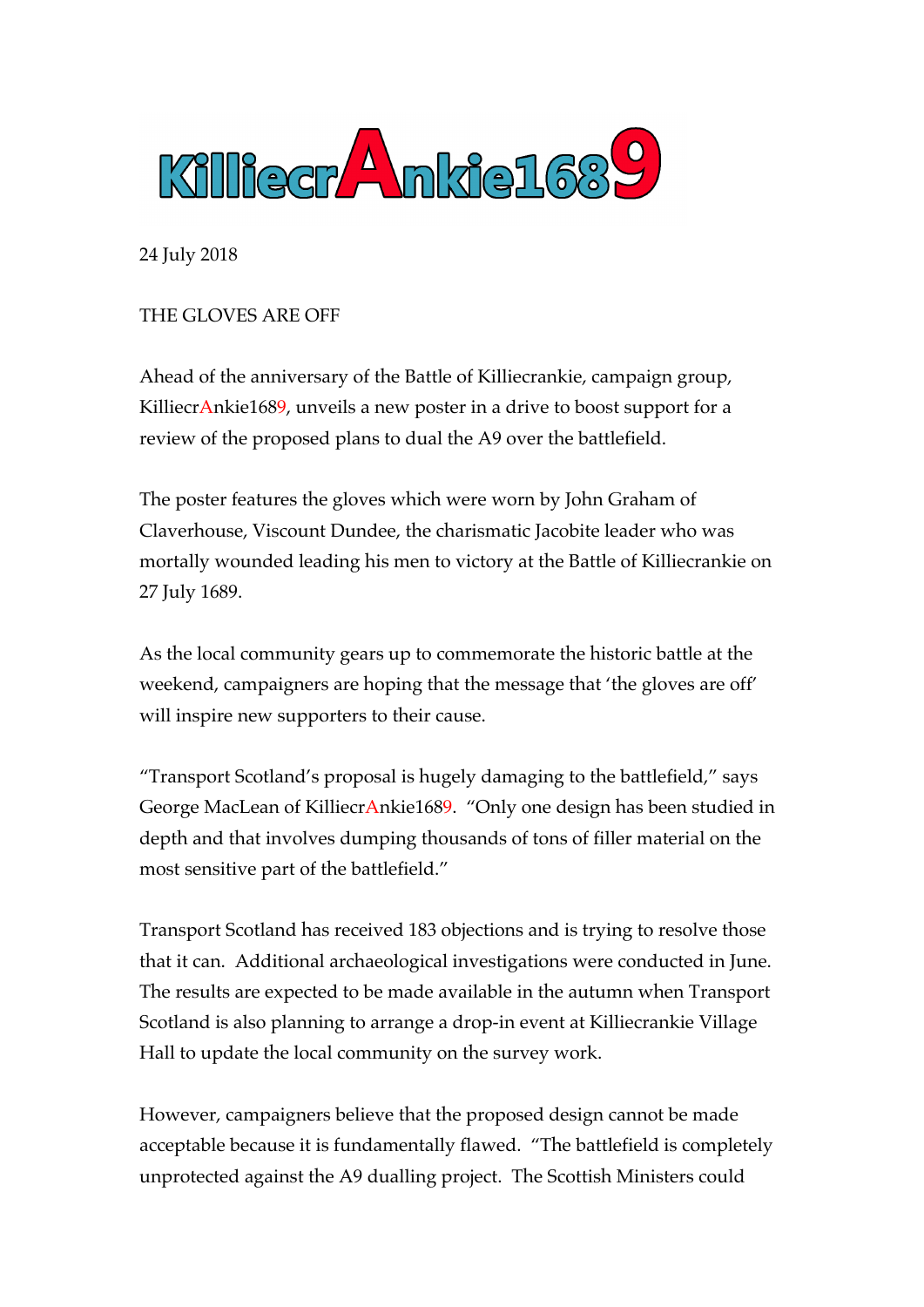# KilliecrAnkie1689

24 July 2018

THE GLOVES ARE OFF

Ahead of the anniversary of the Battle of Killiecrankie, campaign group, KilliecrAnkie1689, unveils a new poster in a drive to boost support for a review of the proposed plans to dual the A9 over the battlefield.

The poster features the gloves which were worn by John Graham of Claverhouse, Viscount Dundee, the charismatic Jacobite leader who was mortally wounded leading his men to victory at the Battle of Killiecrankie on 27 July 1689.

As the local community gears up to commemorate the historic battle at the weekend, campaigners are hoping that the message that 'the gloves are off' will inspire new supporters to their cause.

"Transport Scotland's proposal is hugely damaging to the battlefield," says George MacLean of KilliecrAnkie1689. "Only one design has been studied in depth and that involves dumping thousands of tons of filler material on the most sensitive part of the battlefield."

Transport Scotland has received 183 objections and is trying to resolve those that it can. Additional archaeological investigations were conducted in June. The results are expected to be made available in the autumn when Transport Scotland is also planning to arrange a drop-in event at Killiecrankie Village Hall to update the local community on the survey work.

However, campaigners believe that the proposed design cannot be made acceptable because it is fundamentally flawed. "The battlefield is completely unprotected against the A9 dualling project. The Scottish Ministers could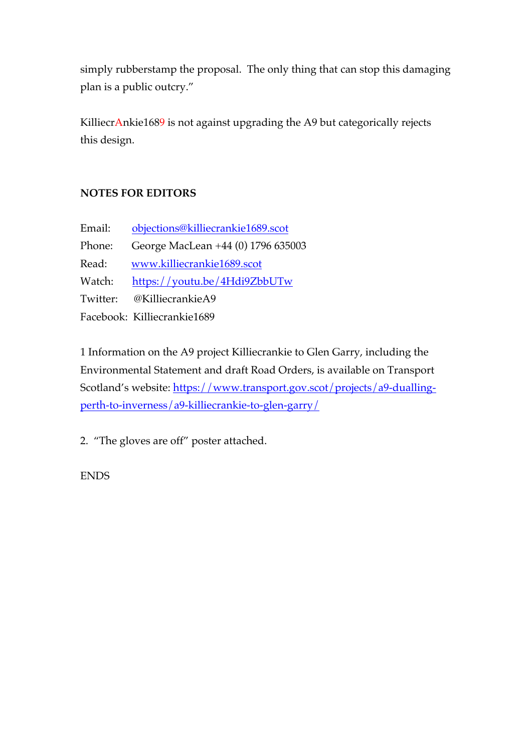simply rubberstamp the proposal. The only thing that can stop this damaging plan is a public outcry."

KilliecrAnkie1689 is not against upgrading the A9 but categorically rejects this design.

**NOTES FOR EDITORS**

Email: objections@killiecrankie1689.scot
Phone: George MacLean +44 (0) 1796 635003
Read: www.killiecrankie1689.scot
Watch: https://youtu.be/4Hdi9ZbbUTw
Twitter: @KilliecrankieA9
Facebook: Killiecrankie1689

1 Information on the A9 project Killiecrankie to Glen Garry, including the Environmental Statement and draft Road Orders, is available on Transport Scotland's website: https://www.transport.gov.scot/projects/a9-dualling-perth-to-inverness/a9-killiecrankie-to-glen-garry/

2. "The gloves are off" poster attached.

ENDS